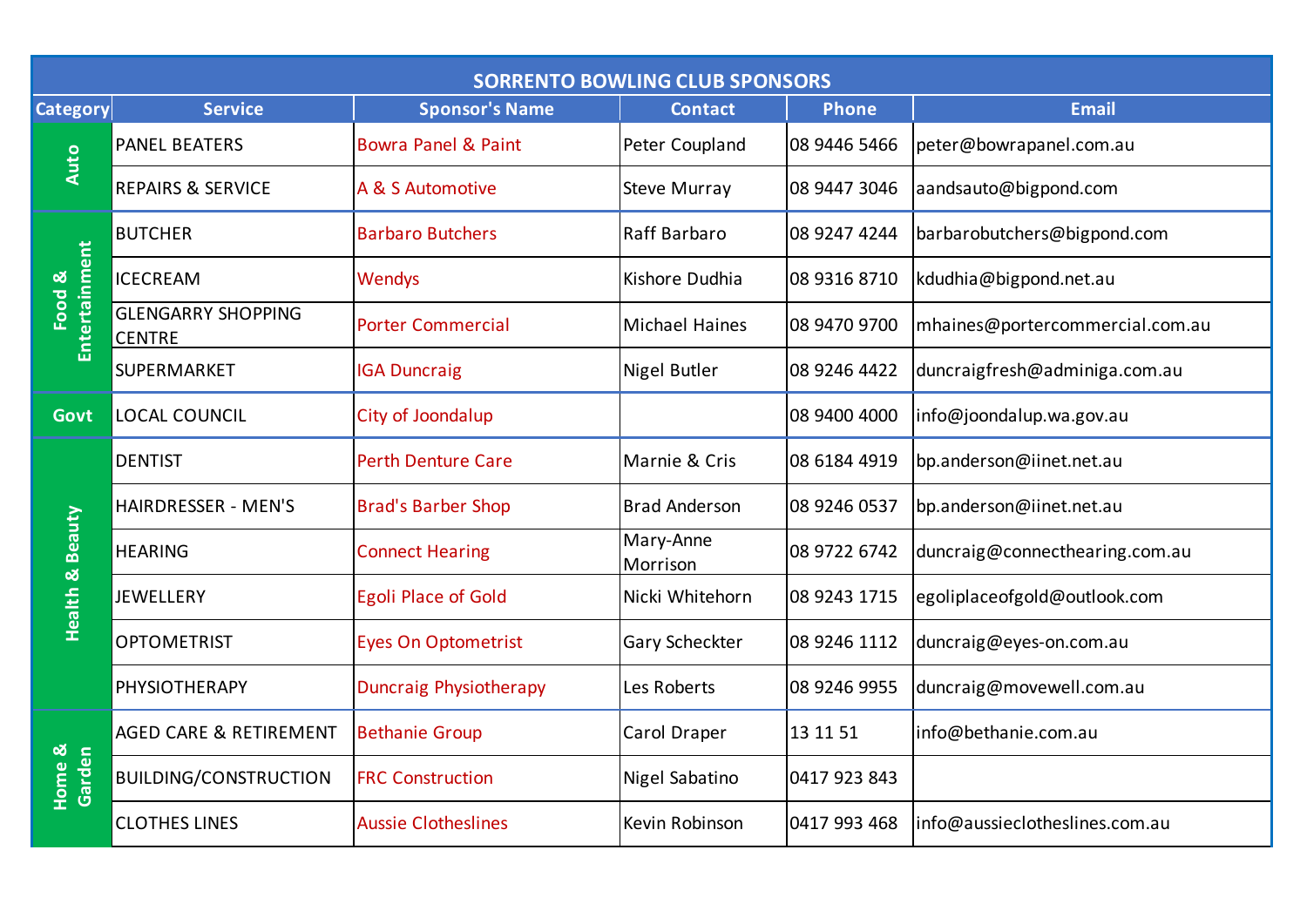# SORRENTO BOWLING CLUB SPONSORS

| Category | Service | Sponsor's Name | Contact | Phone | Email |
|---|---|---|---|---|---|
| Auto | PANEL BEATERS | Bowra Panel & Paint | Peter Coupland | 08 9446 5466 | peter@bowrapanel.com.au |
| | REPAIRS & SERVICE | A & S Automotive | Steve Murray | 08 9447 3046 | aandsauto@bigpond.com |
| Food & Entertainment | BUTCHER | Barbaro Butchers | Raff Barbaro | 08 9247 4244 | barbarobutchers@bigpond.com |
| | ICECREAM | Wendys | Kishore Dudhia | 08 9316 8710 | kdudhia@bigpond.net.au |
| | GLENGARRY SHOPPING CENTRE | Porter Commercial | Michael Haines | 08 9470 9700 | mhaines@portercommercial.com.au |
| | SUPERMARKET | IGA Duncraig | Nigel Butler | 08 9246 4422 | duncraigfresh@adminiga.com.au |
| Govt | LOCAL COUNCIL | City of Joondalup | | 08 9400 4000 | info@joondalup.wa.gov.au |
| Health & Beauty | DENTIST | Perth Denture Care | Marnie & Cris | 08 6184 4919 | bp.anderson@iinet.net.au |
| | HAIRDRESSER - MEN'S | Brad's Barber Shop | Brad Anderson | 08 9246 0537 | bp.anderson@iinet.net.au |
| | HEARING | Connect Hearing | Mary-Anne Morrison | 08 9722 6742 | duncraig@connecthearing.com.au |
| | JEWELLERY | Egoli Place of Gold | Nicki Whitehorn | 08 9243 1715 | egoliplaceofgold@outlook.com |
| | OPTOMETRIST | Eyes On Optometrist | Gary Scheckter | 08 9246 1112 | duncraig@eyes-on.com.au |
| | PHYSIOTHERAPY | Duncraig Physiotherapy | Les Roberts | 08 9246 9955 | duncraig@movewell.com.au |
| Home & Garden | AGED CARE & RETIREMENT | Bethanie Group | Carol Draper | 13 11 51 | info@bethanie.com.au |
| | BUILDING/CONSTRUCTION | FRC Construction | Nigel Sabatino | 0417 923 843 | |
| | CLOTHES LINES | Aussie Clotheslines | Kevin Robinson | 0417 993 468 | info@aussieclotheslines.com.au |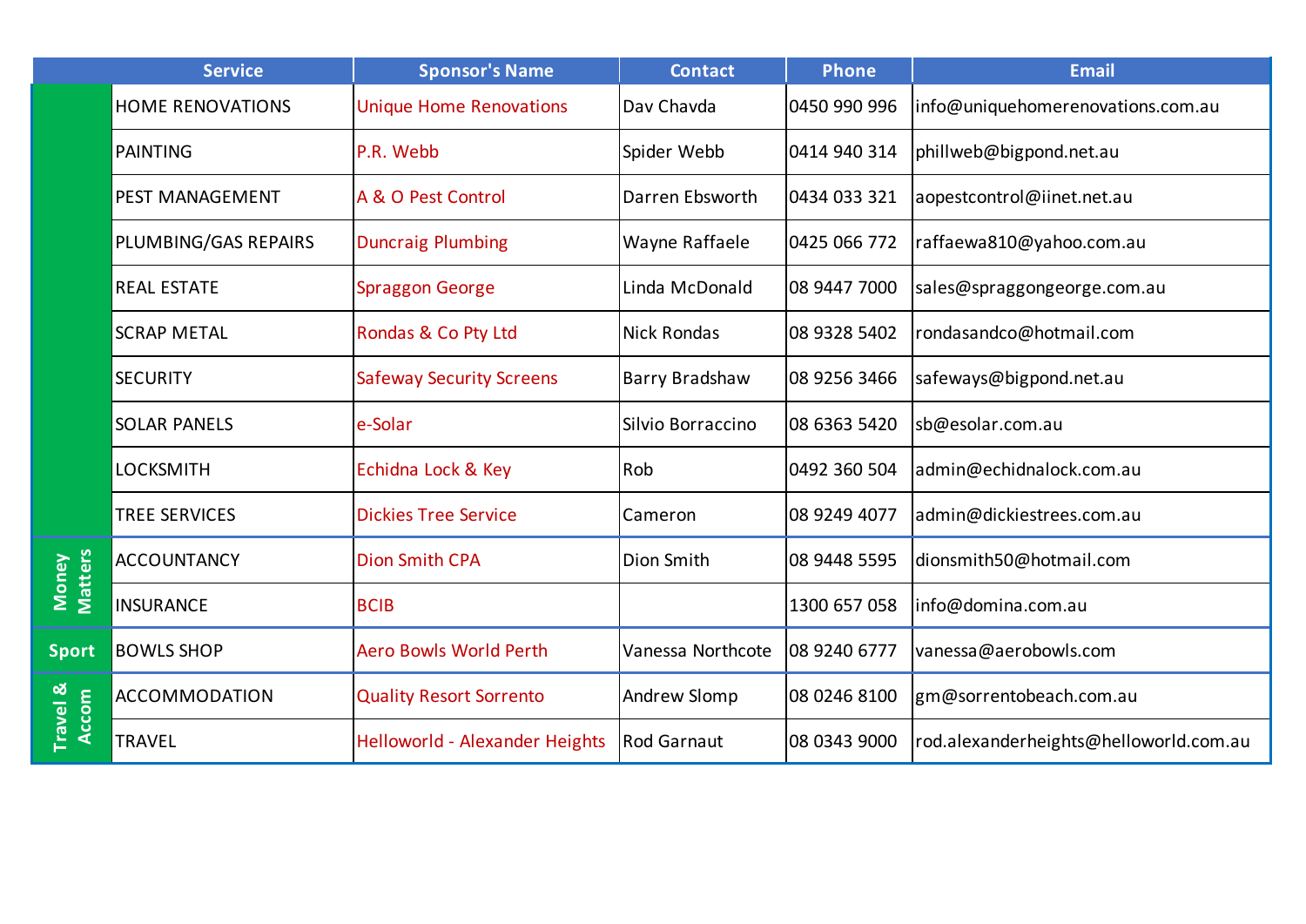| | Service | Sponsor's Name | Contact | Phone | Email |
|---|---|---|---|---|---|
| | HOME RENOVATIONS | Unique Home Renovations | Dav Chavda | 0450 990 996 | info@uniquehomerenovations.com.au |
| | PAINTING | P.R. Webb | Spider Webb | 0414 940 314 | phillweb@bigpond.net.au |
| | PEST MANAGEMENT | A & O Pest Control | Darren Ebsworth | 0434 033 321 | aopestcontrol@iinet.net.au |
| | PLUMBING/GAS REPAIRS | Duncraig Plumbing | Wayne Raffaele | 0425 066 772 | raffaewa810@yahoo.com.au |
| | REAL ESTATE | Spraggon George | Linda McDonald | 08 9447 7000 | sales@spraggongeorge.com.au |
| | SCRAP METAL | Rondas & Co Pty Ltd | Nick Rondas | 08 9328 5402 | rondasandco@hotmail.com |
| | SECURITY | Safeway Security Screens | Barry Bradshaw | 08 9256 3466 | safeways@bigpond.net.au |
| | SOLAR PANELS | e-Solar | Silvio Borraccino | 08 6363 5420 | sb@esolar.com.au |
| | LOCKSMITH | Echidna Lock & Key | Rob | 0492 360 504 | admin@echidnalock.com.au |
| | TREE SERVICES | Dickies Tree Service | Cameron | 08 9249 4077 | admin@dickiestrees.com.au |
| Money Matters | ACCOUNTANCY | Dion Smith CPA | Dion Smith | 08 9448 5595 | dionsmith50@hotmail.com |
| | INSURANCE | BCIB | | 1300 657 058 | info@domina.com.au |
| Sport | BOWLS SHOP | Aero Bowls World Perth | Vanessa Northcote | 08 9240 6777 | vanessa@aerobowls.com |
| Travel & Accom | ACCOMMODATION | Quality Resort Sorrento | Andrew Slomp | 08 0246 8100 | gm@sorrentobeach.com.au |
| | TRAVEL | Helloworld - Alexander Heights | Rod Garnaut | 08 0343 9000 | rod.alexanderheights@helloworld.com.au |